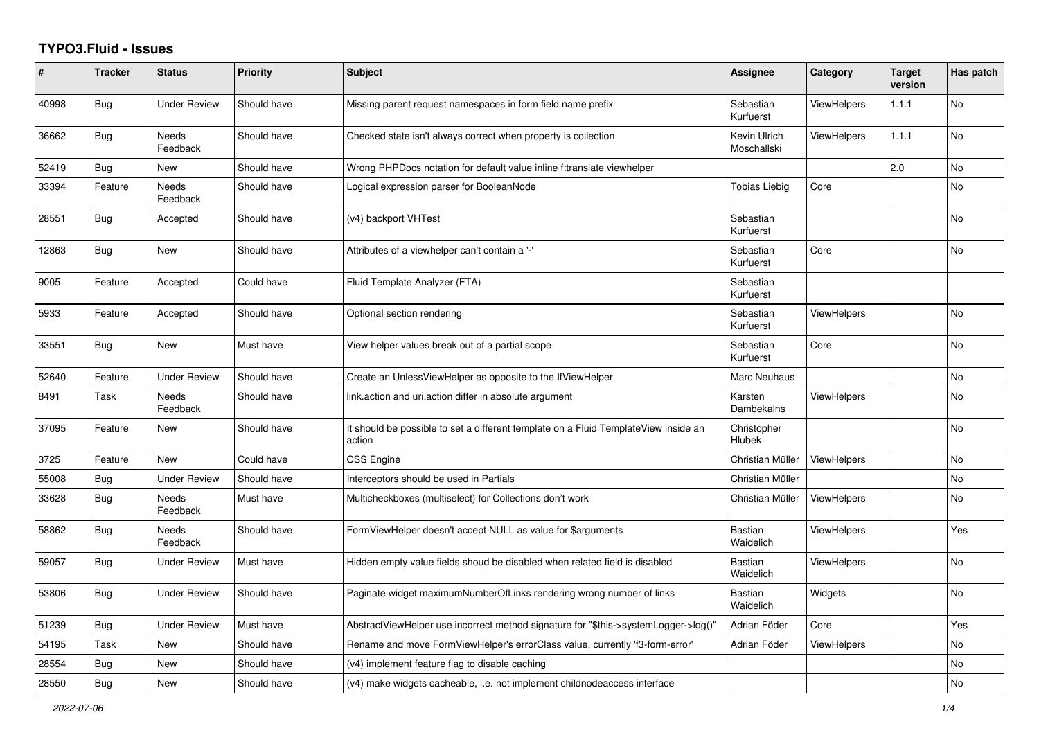# TYPO3.Fluid - Issues

| # | Tracker | Status | Priority | Subject | Assignee | Category | Target version | Has patch |
|---|---|---|---|---|---|---|---|---|
| 40998 | Bug | Under Review | Should have | Missing parent request namespaces in form field name prefix | Sebastian Kurfuerst | ViewHelpers | 1.1.1 | No |
| 36662 | Bug | Needs Feedback | Should have | Checked state isn't always correct when property is collection | Kevin Ulrich Moschallski | ViewHelpers | 1.1.1 | No |
| 52419 | Bug | New | Should have | Wrong PHPDocs notation for default value inline f:translate viewhelper | | | 2.0 | No |
| 33394 | Feature | Needs Feedback | Should have | Logical expression parser for BooleanNode | Tobias Liebig | Core | | No |
| 28551 | Bug | Accepted | Should have | (v4) backport VHTest | Sebastian Kurfuerst | | | No |
| 12863 | Bug | New | Should have | Attributes of a viewhelper can't contain a '-' | Sebastian Kurfuerst | Core | | No |
| 9005 | Feature | Accepted | Could have | Fluid Template Analyzer (FTA) | Sebastian Kurfuerst | | | |
| 5933 | Feature | Accepted | Should have | Optional section rendering | Sebastian Kurfuerst | ViewHelpers | | No |
| 33551 | Bug | New | Must have | View helper values break out of a partial scope | Sebastian Kurfuerst | Core | | No |
| 52640 | Feature | Under Review | Should have | Create an UnlessViewHelper as opposite to the IfViewHelper | Marc Neuhaus | | | No |
| 8491 | Task | Needs Feedback | Should have | link.action and uri.action differ in absolute argument | Karsten Dambekalns | ViewHelpers | | No |
| 37095 | Feature | New | Should have | It should be possible to set a different template on a Fluid TemplateView inside an action | Christopher Hlubek | | | No |
| 3725 | Feature | New | Could have | CSS Engine | Christian Müller | ViewHelpers | | No |
| 55008 | Bug | Under Review | Should have | Interceptors should be used in Partials | Christian Müller | | | No |
| 33628 | Bug | Needs Feedback | Must have | Multicheckboxes (multiselect) for Collections don't work | Christian Müller | ViewHelpers | | No |
| 58862 | Bug | Needs Feedback | Should have | FormViewHelper doesn't accept NULL as value for $arguments | Bastian Waidelich | ViewHelpers | | Yes |
| 59057 | Bug | Under Review | Must have | Hidden empty value fields shoud be disabled when related field is disabled | Bastian Waidelich | ViewHelpers | | No |
| 53806 | Bug | Under Review | Should have | Paginate widget maximumNumberOfLinks rendering wrong number of links | Bastian Waidelich | Widgets | | No |
| 51239 | Bug | Under Review | Must have | AbstractViewHelper use incorrect method signature for "$this->systemLogger->log()" | Adrian Föder | Core | | Yes |
| 54195 | Task | New | Should have | Rename and move FormViewHelper's errorClass value, currently 'f3-form-error' | Adrian Föder | ViewHelpers | | No |
| 28554 | Bug | New | Should have | (v4) implement feature flag to disable caching | | | | No |
| 28550 | Bug | New | Should have | (v4) make widgets cacheable, i.e. not implement childnodeaccess interface | | | | No |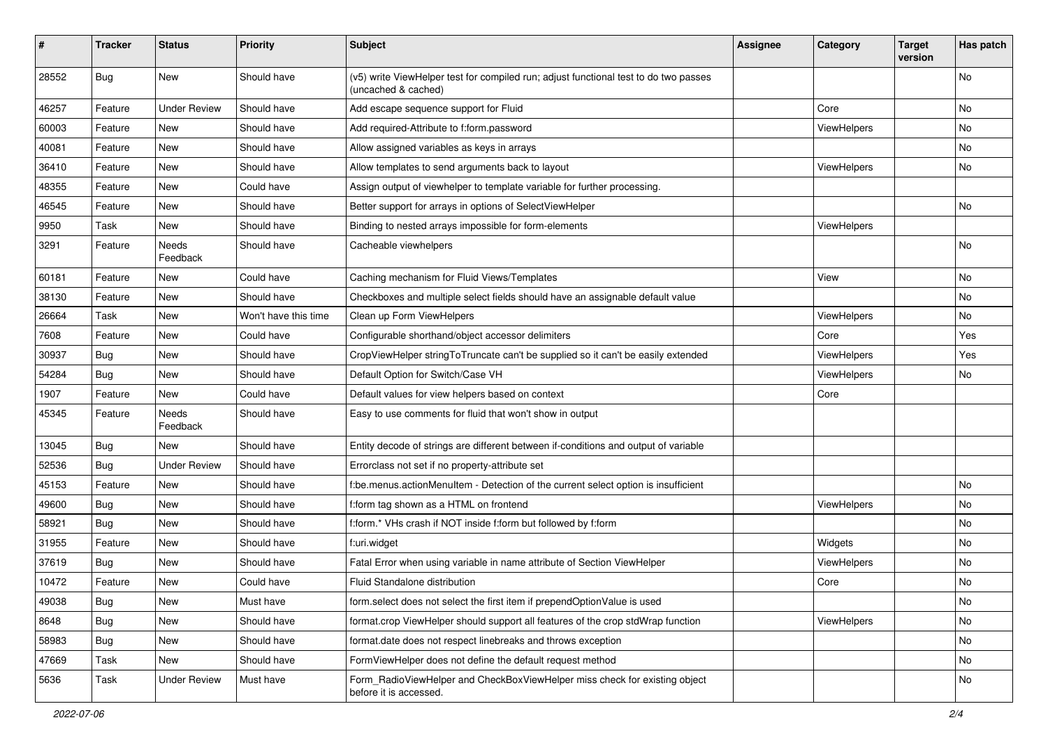| # | Tracker | Status | Priority | Subject | Assignee | Category | Target version | Has patch |
|---|---|---|---|---|---|---|---|---|
| 28552 | Bug | New | Should have | (v5) write ViewHelper test for compiled run; adjust functional test to do two passes (uncached & cached) | | | | No |
| 46257 | Feature | Under Review | Should have | Add escape sequence support for Fluid | | Core | | No |
| 60003 | Feature | New | Should have | Add required-Attribute to f:form.password | | ViewHelpers | | No |
| 40081 | Feature | New | Should have | Allow assigned variables as keys in arrays | | | | No |
| 36410 | Feature | New | Should have | Allow templates to send arguments back to layout | | ViewHelpers | | No |
| 48355 | Feature | New | Could have | Assign output of viewhelper to template variable for further processing. | | | | |
| 46545 | Feature | New | Should have | Better support for arrays in options of SelectViewHelper | | | | No |
| 9950 | Task | New | Should have | Binding to nested arrays impossible for form-elements | | ViewHelpers | | |
| 3291 | Feature | Needs Feedback | Should have | Cacheable viewhelpers | | | | No |
| 60181 | Feature | New | Could have | Caching mechanism for Fluid Views/Templates | | View | | No |
| 38130 | Feature | New | Should have | Checkboxes and multiple select fields should have an assignable default value | | | | No |
| 26664 | Task | New | Won't have this time | Clean up Form ViewHelpers | | ViewHelpers | | No |
| 7608 | Feature | New | Could have | Configurable shorthand/object accessor delimiters | | Core | | Yes |
| 30937 | Bug | New | Should have | CropViewHelper stringToTruncate can't be supplied so it can't be easily extended | | ViewHelpers | | Yes |
| 54284 | Bug | New | Should have | Default Option for Switch/Case VH | | ViewHelpers | | No |
| 1907 | Feature | New | Could have | Default values for view helpers based on context | | Core | | |
| 45345 | Feature | Needs Feedback | Should have | Easy to use comments for fluid that won't show in output | | | | |
| 13045 | Bug | New | Should have | Entity decode of strings are different between if-conditions and output of variable | | | | |
| 52536 | Bug | Under Review | Should have | Errorclass not set if no property-attribute set | | | | |
| 45153 | Feature | New | Should have | f:be.menus.actionMenuItem - Detection of the current select option is insufficient | | | | No |
| 49600 | Bug | New | Should have | f:form tag shown as a HTML on frontend | | ViewHelpers | | No |
| 58921 | Bug | New | Should have | f:form.* VHs crash if NOT inside f:form but followed by f:form | | | | No |
| 31955 | Feature | New | Should have | f:uri.widget | | Widgets | | No |
| 37619 | Bug | New | Should have | Fatal Error when using variable in name attribute of Section ViewHelper | | ViewHelpers | | No |
| 10472 | Feature | New | Could have | Fluid Standalone distribution | | Core | | No |
| 49038 | Bug | New | Must have | form.select does not select the first item if prependOptionValue is used | | | | No |
| 8648 | Bug | New | Should have | format.crop ViewHelper should support all features of the crop stdWrap function | | ViewHelpers | | No |
| 58983 | Bug | New | Should have | format.date does not respect linebreaks and throws exception | | | | No |
| 47669 | Task | New | Should have | FormViewHelper does not define the default request method | | | | No |
| 5636 | Task | Under Review | Must have | Form_RadioViewHelper and CheckBoxViewHelper miss check for existing object before it is accessed. | | | | No |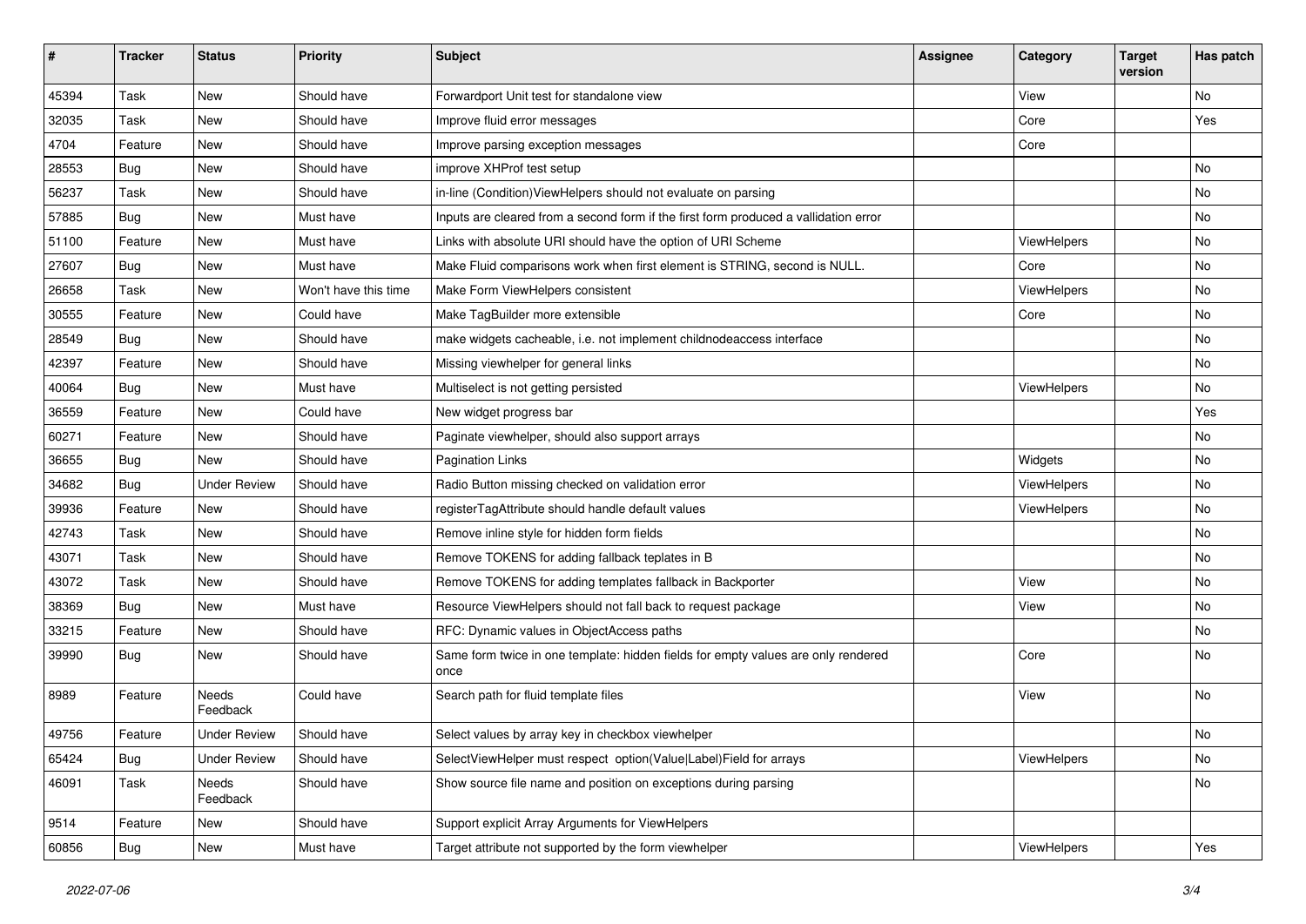| # | Tracker | Status | Priority | Subject | Assignee | Category | Target version | Has patch |
|---|---|---|---|---|---|---|---|---|
| 45394 | Task | New | Should have | Forwardport Unit test for standalone view | | View | | No |
| 32035 | Task | New | Should have | Improve fluid error messages | | Core | | Yes |
| 4704 | Feature | New | Should have | Improve parsing exception messages | | Core | | |
| 28553 | Bug | New | Should have | improve XHProf test setup | | | | No |
| 56237 | Task | New | Should have | in-line (Condition)ViewHelpers should not evaluate on parsing | | | | No |
| 57885 | Bug | New | Must have | Inputs are cleared from a second form if the first form produced a vallidation error | | | | No |
| 51100 | Feature | New | Must have | Links with absolute URI should have the option of URI Scheme | | ViewHelpers | | No |
| 27607 | Bug | New | Must have | Make Fluid comparisons work when first element is STRING, second is NULL. | | Core | | No |
| 26658 | Task | New | Won't have this time | Make Form ViewHelpers consistent | | ViewHelpers | | No |
| 30555 | Feature | New | Could have | Make TagBuilder more extensible | | Core | | No |
| 28549 | Bug | New | Should have | make widgets cacheable, i.e. not implement childnodeaccess interface | | | | No |
| 42397 | Feature | New | Should have | Missing viewhelper for general links | | | | No |
| 40064 | Bug | New | Must have | Multiselect is not getting persisted | | ViewHelpers | | No |
| 36559 | Feature | New | Could have | New widget progress bar | | | | Yes |
| 60271 | Feature | New | Should have | Paginate viewhelper, should also support arrays | | | | No |
| 36655 | Bug | New | Should have | Pagination Links | | Widgets | | No |
| 34682 | Bug | Under Review | Should have | Radio Button missing checked on validation error | | ViewHelpers | | No |
| 39936 | Feature | New | Should have | registerTagAttribute should handle default values | | ViewHelpers | | No |
| 42743 | Task | New | Should have | Remove inline style for hidden form fields | | | | No |
| 43071 | Task | New | Should have | Remove TOKENS for adding fallback teplates in B | | | | No |
| 43072 | Task | New | Should have | Remove TOKENS for adding templates fallback in Backporter | | View | | No |
| 38369 | Bug | New | Must have | Resource ViewHelpers should not fall back to request package | | View | | No |
| 33215 | Feature | New | Should have | RFC: Dynamic values in ObjectAccess paths | | | | No |
| 39990 | Bug | New | Should have | Same form twice in one template: hidden fields for empty values are only rendered once | | Core | | No |
| 8989 | Feature | Needs Feedback | Could have | Search path for fluid template files | | View | | No |
| 49756 | Feature | Under Review | Should have | Select values by array key in checkbox viewhelper | | | | No |
| 65424 | Bug | Under Review | Should have | SelectViewHelper must respect option(Value\|Label)Field for arrays | | ViewHelpers | | No |
| 46091 | Task | Needs Feedback | Should have | Show source file name and position on exceptions during parsing | | | | No |
| 9514 | Feature | New | Should have | Support explicit Array Arguments for ViewHelpers | | | | |
| 60856 | Bug | New | Must have | Target attribute not supported by the form viewhelper | | ViewHelpers | | Yes |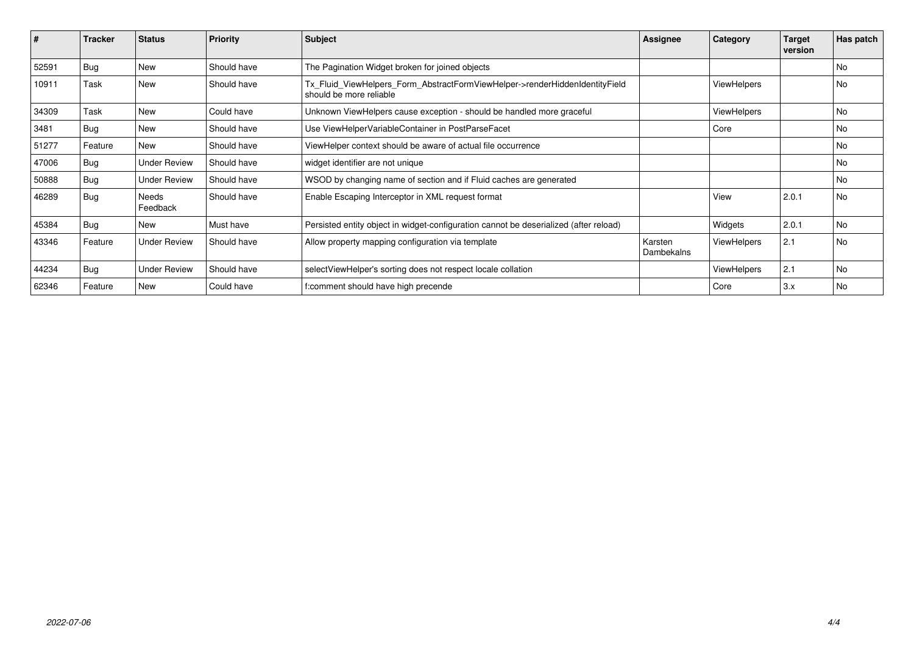| # | Tracker | Status | Priority | Subject | Assignee | Category | Target version | Has patch |
|---|---|---|---|---|---|---|---|---|
| 52591 | Bug | New | Should have | The Pagination Widget broken for joined objects | | | | No |
| 10911 | Task | New | Should have | Tx_Fluid_ViewHelpers_Form_AbstractFormViewHelper->renderHiddenIdentityField should be more reliable | | ViewHelpers | | No |
| 34309 | Task | New | Could have | Unknown ViewHelpers cause exception - should be handled more graceful | | ViewHelpers | | No |
| 3481 | Bug | New | Should have | Use ViewHelperVariableContainer in PostParseFacet | | Core | | No |
| 51277 | Feature | New | Should have | ViewHelper context should be aware of actual file occurrence | | | | No |
| 47006 | Bug | Under Review | Should have | widget identifier are not unique | | | | No |
| 50888 | Bug | Under Review | Should have | WSOD by changing name of section and if Fluid caches are generated | | | | No |
| 46289 | Bug | Needs Feedback | Should have | Enable Escaping Interceptor in XML request format | | View | 2.0.1 | No |
| 45384 | Bug | New | Must have | Persisted entity object in widget-configuration cannot be deserialized (after reload) | | Widgets | 2.0.1 | No |
| 43346 | Feature | Under Review | Should have | Allow property mapping configuration via template | Karsten Dambekalns | ViewHelpers | 2.1 | No |
| 44234 | Bug | Under Review | Should have | selectViewHelper's sorting does not respect locale collation | | ViewHelpers | 2.1 | No |
| 62346 | Feature | New | Could have | f:comment should have high precende | | Core | 3.x | No |